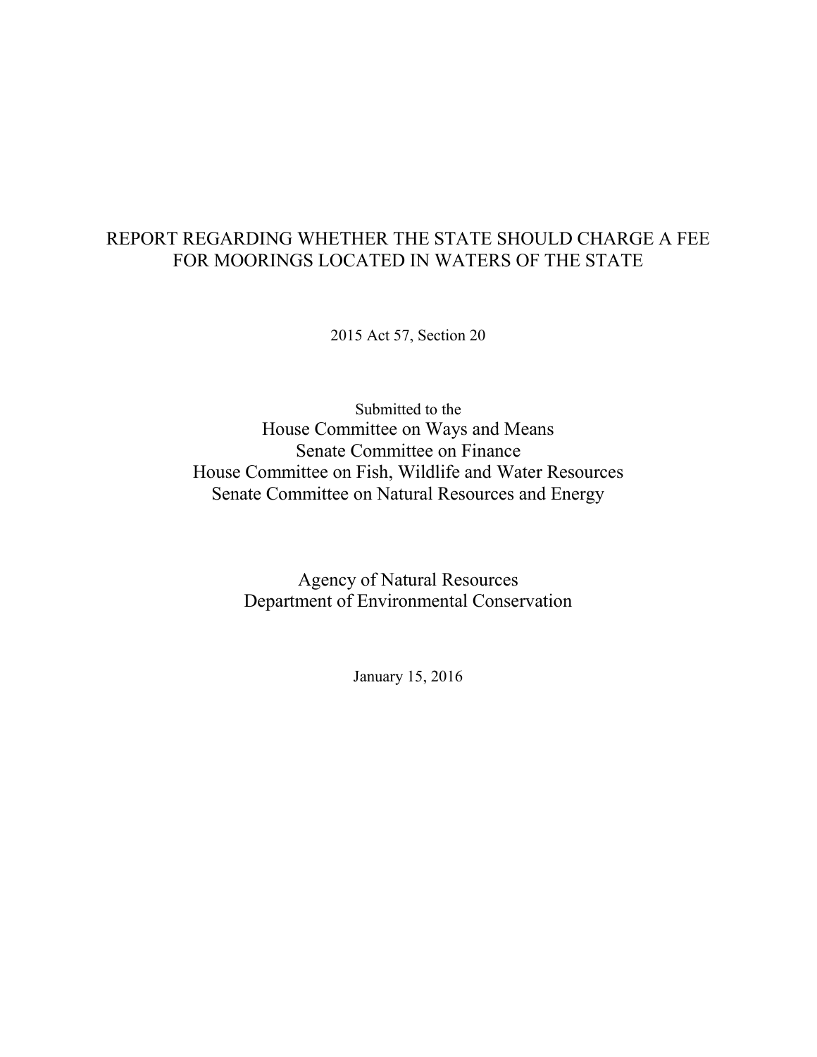# REPORT REGARDING WHETHER THE STATE SHOULD CHARGE A FEE FOR MOORINGS LOCATED IN WATERS OF THE STATE

2015 Act 57, Section 20

Submitted to the

House Committee on Ways and Means
Senate Committee on Finance
House Committee on Fish, Wildlife and Water Resources
Senate Committee on Natural Resources and Energy

Agency of Natural Resources
Department of Environmental Conservation

January 15, 2016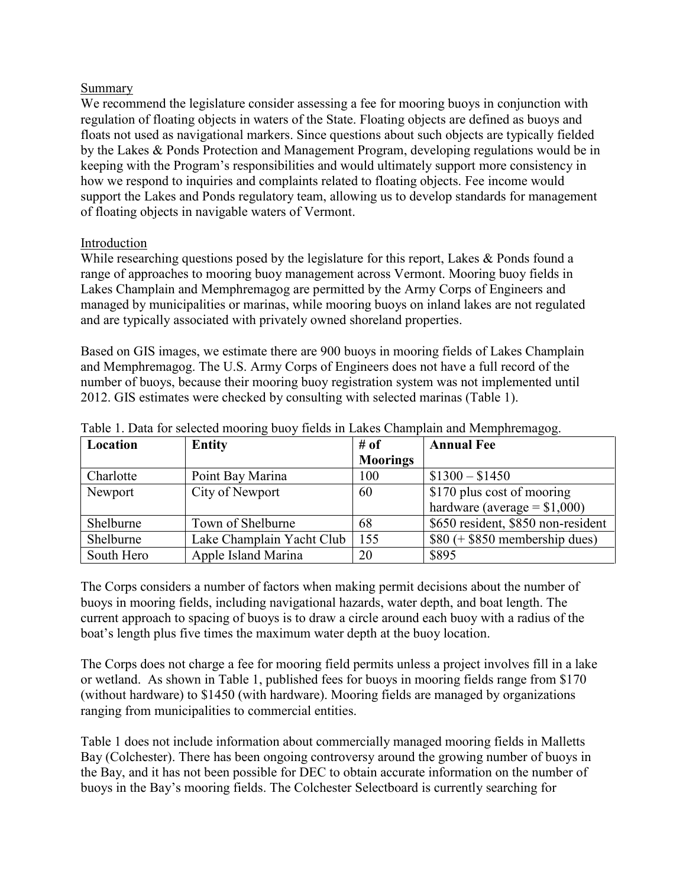## Summary

We recommend the legislature consider assessing a fee for mooring buoys in conjunction with regulation of floating objects in waters of the State. Floating objects are defined as buoys and floats not used as navigational markers. Since questions about such objects are typically fielded by the Lakes & Ponds Protection and Management Program, developing regulations would be in keeping with the Program's responsibilities and would ultimately support more consistency in how we respond to inquiries and complaints related to floating objects. Fee income would support the Lakes and Ponds regulatory team, allowing us to develop standards for management of floating objects in navigable waters of Vermont.

## Introduction

While researching questions posed by the legislature for this report, Lakes & Ponds found a range of approaches to mooring buoy management across Vermont. Mooring buoy fields in Lakes Champlain and Memphremagog are permitted by the Army Corps of Engineers and managed by municipalities or marinas, while mooring buoys on inland lakes are not regulated and are typically associated with privately owned shoreland properties.

Based on GIS images, we estimate there are 900 buoys in mooring fields of Lakes Champlain and Memphremagog. The U.S. Army Corps of Engineers does not have a full record of the number of buoys, because their mooring buoy registration system was not implemented until 2012. GIS estimates were checked by consulting with selected marinas (Table 1).

Table 1. Data for selected mooring buoy fields in Lakes Champlain and Memphremagog.

| Location | Entity | # of Moorings | Annual Fee |
|---|---|---|---|
| Charlotte | Point Bay Marina | 100 | $1300 – $1450 |
| Newport | City of Newport | 60 | $170 plus cost of mooring hardware (average = $1,000) |
| Shelburne | Town of Shelburne | 68 | $650 resident, $850 non-resident |
| Shelburne | Lake Champlain Yacht Club | 155 | $80 (+ $850 membership dues) |
| South Hero | Apple Island Marina | 20 | $895 |

The Corps considers a number of factors when making permit decisions about the number of buoys in mooring fields, including navigational hazards, water depth, and boat length. The current approach to spacing of buoys is to draw a circle around each buoy with a radius of the boat's length plus five times the maximum water depth at the buoy location.

The Corps does not charge a fee for mooring field permits unless a project involves fill in a lake or wetland. As shown in Table 1, published fees for buoys in mooring fields range from $170 (without hardware) to $1450 (with hardware). Mooring fields are managed by organizations ranging from municipalities to commercial entities.

Table 1 does not include information about commercially managed mooring fields in Malletts Bay (Colchester). There has been ongoing controversy around the growing number of buoys in the Bay, and it has not been possible for DEC to obtain accurate information on the number of buoys in the Bay's mooring fields. The Colchester Selectboard is currently searching for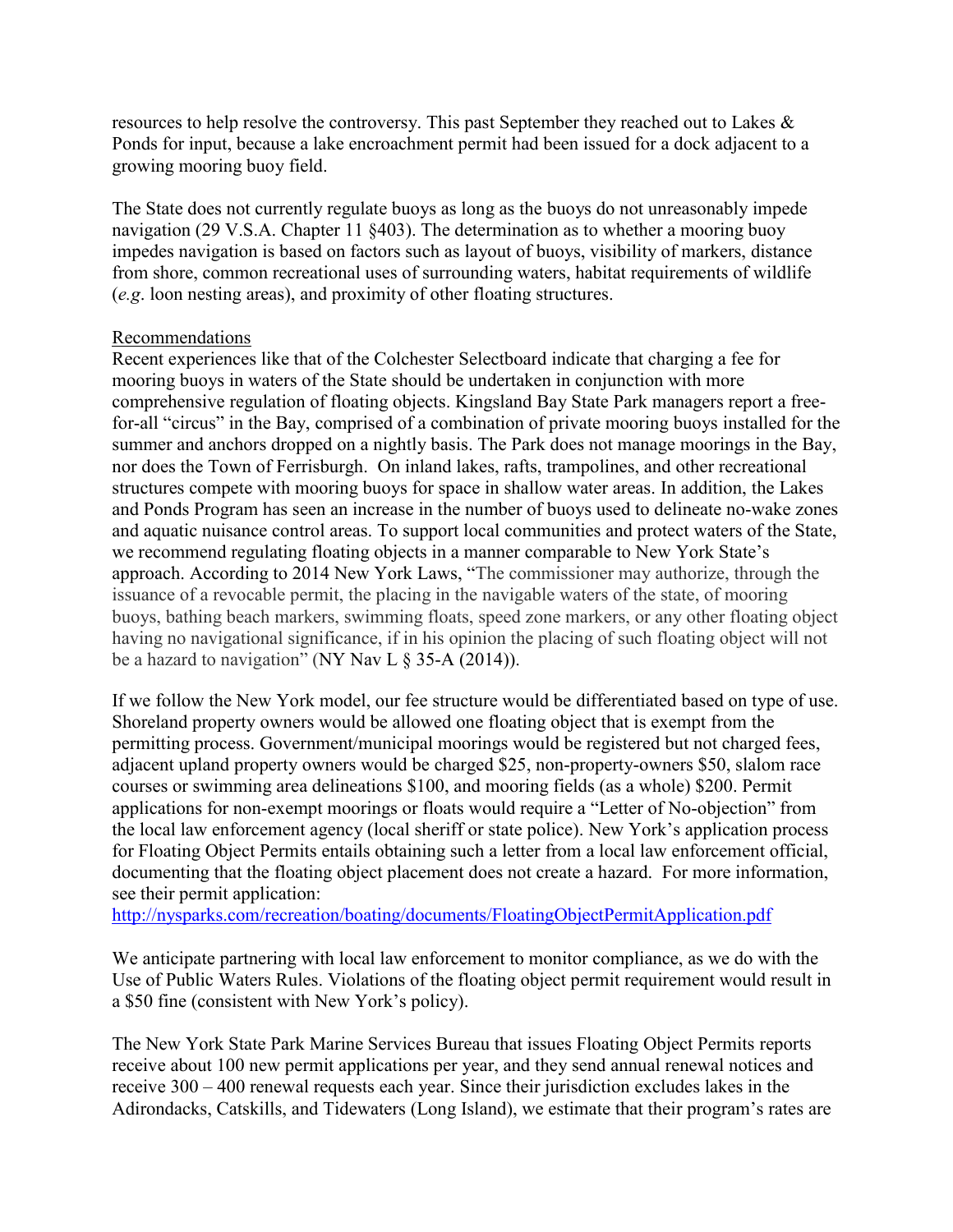resources to help resolve the controversy. This past September they reached out to Lakes & Ponds for input, because a lake encroachment permit had been issued for a dock adjacent to a growing mooring buoy field.

The State does not currently regulate buoys as long as the buoys do not unreasonably impede navigation (29 V.S.A. Chapter 11 §403). The determination as to whether a mooring buoy impedes navigation is based on factors such as layout of buoys, visibility of markers, distance from shore, common recreational uses of surrounding waters, habitat requirements of wildlife (*e.g*. loon nesting areas), and proximity of other floating structures.

Recommendations

Recent experiences like that of the Colchester Selectboard indicate that charging a fee for mooring buoys in waters of the State should be undertaken in conjunction with more comprehensive regulation of floating objects. Kingsland Bay State Park managers report a free-for-all "circus" in the Bay, comprised of a combination of private mooring buoys installed for the summer and anchors dropped on a nightly basis. The Park does not manage moorings in the Bay, nor does the Town of Ferrisburgh. On inland lakes, rafts, trampolines, and other recreational structures compete with mooring buoys for space in shallow water areas. In addition, the Lakes and Ponds Program has seen an increase in the number of buoys used to delineate no-wake zones and aquatic nuisance control areas. To support local communities and protect waters of the State, we recommend regulating floating objects in a manner comparable to New York State's approach. According to 2014 New York Laws, "The commissioner may authorize, through the issuance of a revocable permit, the placing in the navigable waters of the state, of mooring buoys, bathing beach markers, swimming floats, speed zone markers, or any other floating object having no navigational significance, if in his opinion the placing of such floating object will not be a hazard to navigation" (NY Nav L § 35-A (2014)).

If we follow the New York model, our fee structure would be differentiated based on type of use. Shoreland property owners would be allowed one floating object that is exempt from the permitting process. Government/municipal moorings would be registered but not charged fees, adjacent upland property owners would be charged $25, non-property-owners $50, slalom race courses or swimming area delineations $100, and mooring fields (as a whole) $200. Permit applications for non-exempt moorings or floats would require a "Letter of No-objection" from the local law enforcement agency (local sheriff or state police). New York's application process for Floating Object Permits entails obtaining such a letter from a local law enforcement official, documenting that the floating object placement does not create a hazard. For more information, see their permit application:
http://nysparks.com/recreation/boating/documents/FloatingObjectPermitApplication.pdf

We anticipate partnering with local law enforcement to monitor compliance, as we do with the Use of Public Waters Rules. Violations of the floating object permit requirement would result in a $50 fine (consistent with New York's policy).

The New York State Park Marine Services Bureau that issues Floating Object Permits reports receive about 100 new permit applications per year, and they send annual renewal notices and receive 300 – 400 renewal requests each year. Since their jurisdiction excludes lakes in the Adirondacks, Catskills, and Tidewaters (Long Island), we estimate that their program's rates are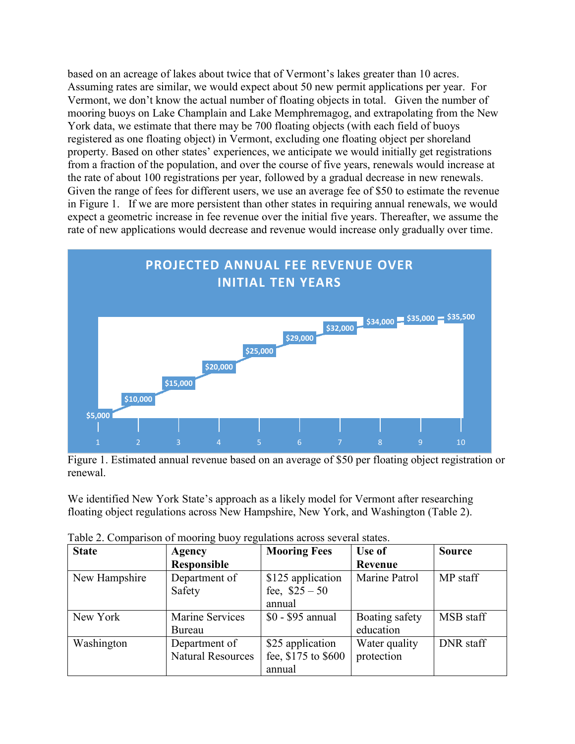based on an acreage of lakes about twice that of Vermont's lakes greater than 10 acres. Assuming rates are similar, we would expect about 50 new permit applications per year. For Vermont, we don't know the actual number of floating objects in total. Given the number of mooring buoys on Lake Champlain and Lake Memphremagog, and extrapolating from the New York data, we estimate that there may be 700 floating objects (with each field of buoys registered as one floating object) in Vermont, excluding one floating object per shoreland property. Based on other states' experiences, we anticipate we would initially get registrations from a fraction of the population, and over the course of five years, renewals would increase at the rate of about 100 registrations per year, followed by a gradual decrease in new renewals. Given the range of fees for different users, we use an average fee of $50 to estimate the revenue in Figure 1. If we are more persistent than other states in requiring annual renewals, we would expect a geometric increase in fee revenue over the initial five years. Thereafter, we assume the rate of new applications would decrease and revenue would increase only gradually over time.

PROJECTED ANNUAL FEE REVENUE OVER INITIAL TEN YEARS

$5,000
$10,000
$15,000
$20,000
$25,000
$29,000
$32,000
$34,000
$35,000
$35,500

1 2 3 4 5 6 7 8 9 10

Figure 1. Estimated annual revenue based on an average of $50 per floating object registration or renewal.

We identified New York State's approach as a likely model for Vermont after researching floating object regulations across New Hampshire, New York, and Washington (Table 2).

Table 2. Comparison of mooring buoy regulations across several states.

| State | Agency Responsible | Mooring Fees | Use of Revenue | Source |
|---|---|---|---|---|
| New Hampshire | Department of Safety | $125 application fee, $25 – 50 annual | Marine Patrol | MP staff |
| New York | Marine Services Bureau | $0 - $95 annual | Boating safety education | MSB staff |
| Washington | Department of Natural Resources | $25 application fee, $175 to $600 annual | Water quality protection | DNR staff |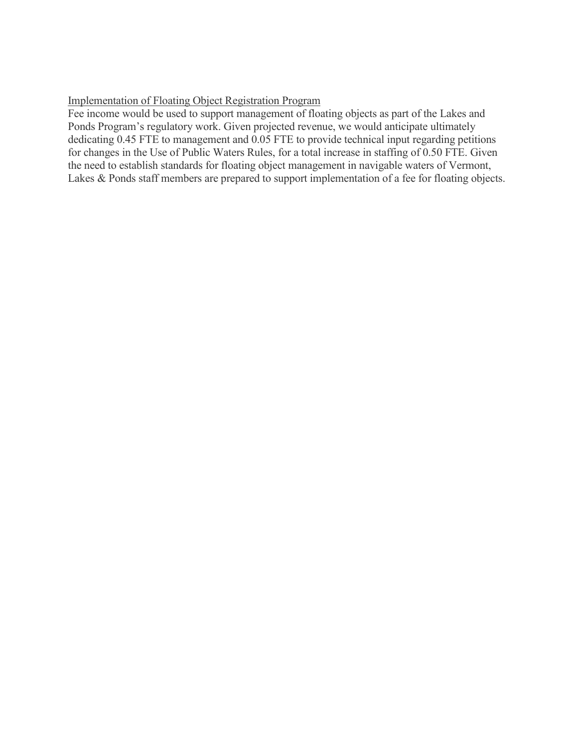Implementation of Floating Object Registration Program

Fee income would be used to support management of floating objects as part of the Lakes and Ponds Program's regulatory work. Given projected revenue, we would anticipate ultimately dedicating 0.45 FTE to management and 0.05 FTE to provide technical input regarding petitions for changes in the Use of Public Waters Rules, for a total increase in staffing of 0.50 FTE. Given the need to establish standards for floating object management in navigable waters of Vermont, Lakes & Ponds staff members are prepared to support implementation of a fee for floating objects.